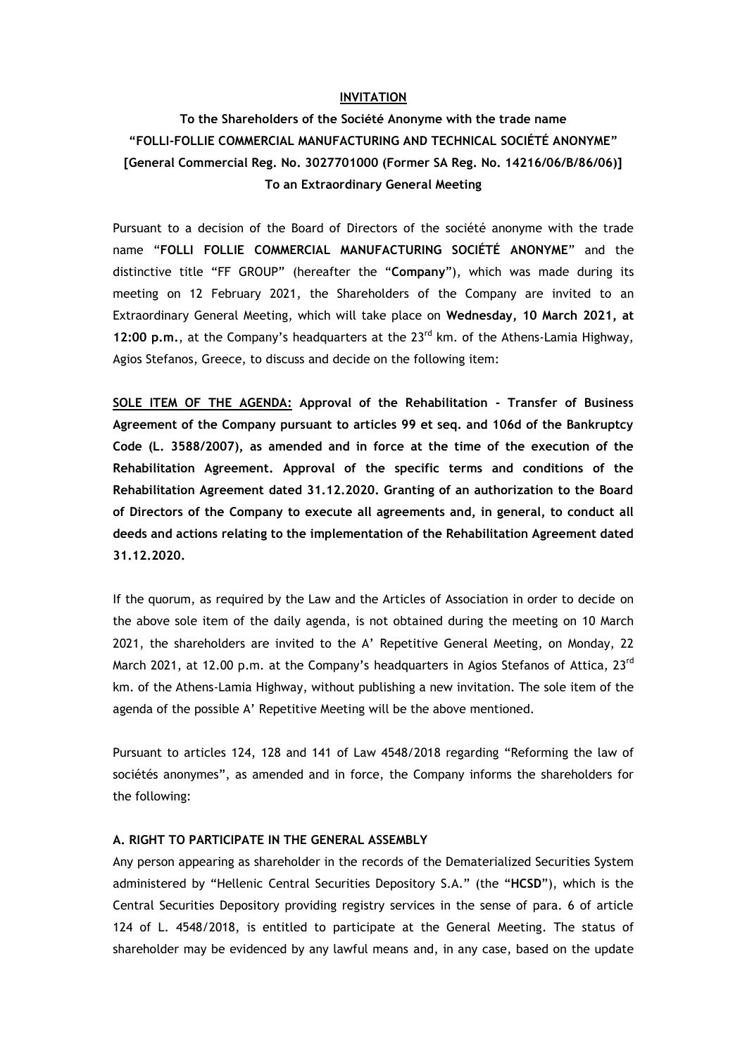**INVITATION**

**To the Shareholders of the Société Anonyme with the trade name "FOLLI-FOLLIE COMMERCIAL MANUFACTURING AND TECHNICAL SOCIÉTÉ ANONYME" [General Commercial Reg. No. 3027701000 (Former SA Reg. No. 14216/06/B/86/06)] To an Extraordinary General Meeting**

Pursuant to a decision of the Board of Directors of the société anonyme with the trade name "**FOLLI FOLLIE COMMERCIAL MANUFACTURING SOCIÉTÉ ANONYME**" and the distinctive title "FF GROUP" (hereafter the "**Company**"), which was made during its meeting on 12 February 2021, the Shareholders of the Company are invited to an Extraordinary General Meeting, which will take place on **Wednesday, 10 March 2021, at 12:00 p.m.**, at the Company's headquarters at the 23rd km. of the Athens-Lamia Highway, Agios Stefanos, Greece, to discuss and decide on the following item:

**SOLE ITEM OF THE AGENDA: Approval of the Rehabilitation - Transfer of Business Agreement of the Company pursuant to articles 99 et seq. and 106d of the Bankruptcy Code (L. 3588/2007), as amended and in force at the time of the execution of the Rehabilitation Agreement. Approval of the specific terms and conditions of the Rehabilitation Agreement dated 31.12.2020. Granting of an authorization to the Board of Directors of the Company to execute all agreements and, in general, to conduct all deeds and actions relating to the implementation of the Rehabilitation Agreement dated 31.12.2020.**

If the quorum, as required by the Law and the Articles of Association in order to decide on the above sole item of the daily agenda, is not obtained during the meeting on 10 March 2021, the shareholders are invited to the A' Repetitive General Meeting, on Monday, 22 March 2021, at 12.00 p.m. at the Company's headquarters in Agios Stefanos of Attica, 23rd km. of the Athens-Lamia Highway, without publishing a new invitation. The sole item of the agenda of the possible A' Repetitive Meeting will be the above mentioned.

Pursuant to articles 124, 128 and 141 of Law 4548/2018 regarding "Reforming the law of sociétés anonymes", as amended and in force, the Company informs the shareholders for the following:

**A. RIGHT TO PARTICIPATE IN THE GENERAL ASSEMBLY**

Any person appearing as shareholder in the records of the Dematerialized Securities System administered by "Hellenic Central Securities Depository S.A." (the "**HCSD**"), which is the Central Securities Depository providing registry services in the sense of para. 6 of article 124 of L. 4548/2018, is entitled to participate at the General Meeting. The status of shareholder may be evidenced by any lawful means and, in any case, based on the update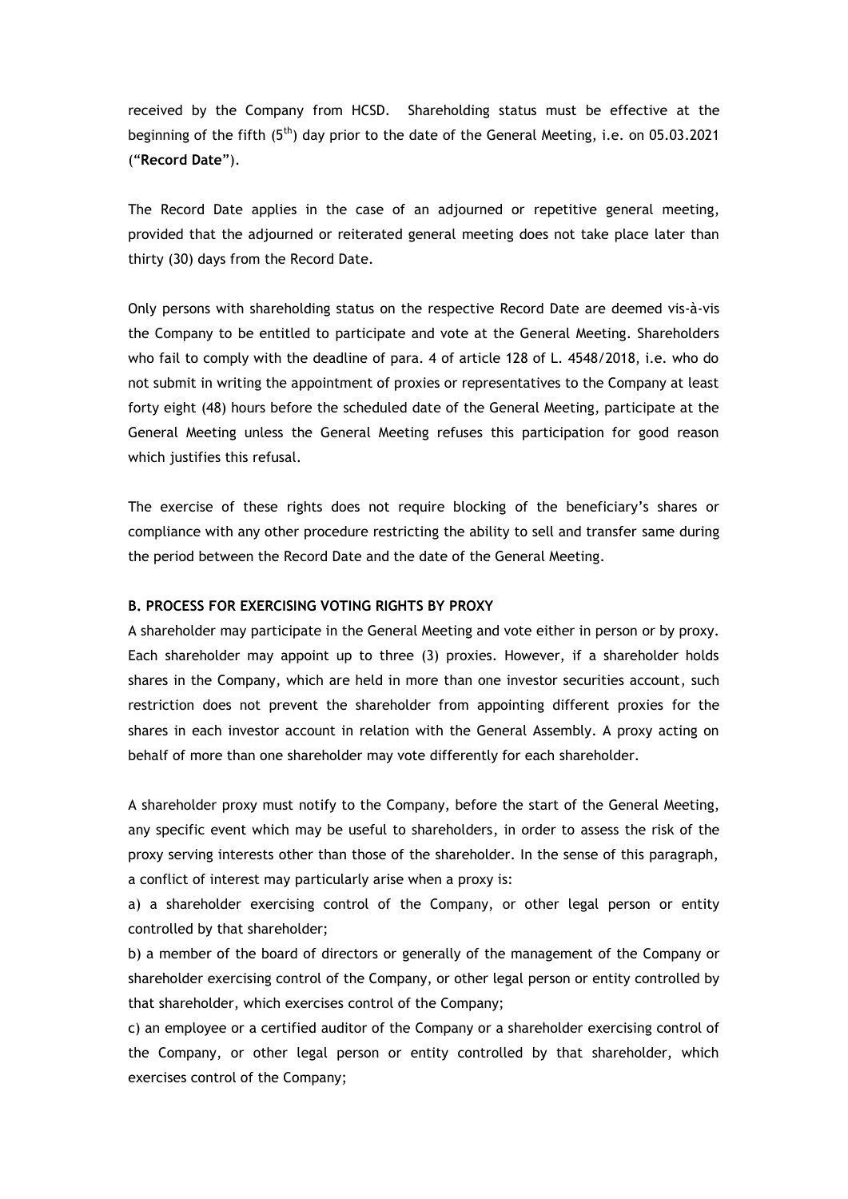received by the Company from HCSD. Shareholding status must be effective at the beginning of the fifth (5th) day prior to the date of the General Meeting, i.e. on 05.03.2021 ("**Record Date**").

The Record Date applies in the case of an adjourned or repetitive general meeting, provided that the adjourned or reiterated general meeting does not take place later than thirty (30) days from the Record Date.

Only persons with shareholding status on the respective Record Date are deemed vis-à-vis the Company to be entitled to participate and vote at the General Meeting. Shareholders who fail to comply with the deadline of para. 4 of article 128 of L. 4548/2018, i.e. who do not submit in writing the appointment of proxies or representatives to the Company at least forty eight (48) hours before the scheduled date of the General Meeting, participate at the General Meeting unless the General Meeting refuses this participation for good reason which justifies this refusal.

The exercise of these rights does not require blocking of the beneficiary's shares or compliance with any other procedure restricting the ability to sell and transfer same during the period between the Record Date and the date of the General Meeting.

**B. PROCESS FOR EXERCISING VOTING RIGHTS BY PROXY**

A shareholder may participate in the General Meeting and vote either in person or by proxy. Each shareholder may appoint up to three (3) proxies. However, if a shareholder holds shares in the Company, which are held in more than one investor securities account, such restriction does not prevent the shareholder from appointing different proxies for the shares in each investor account in relation with the General Assembly. A proxy acting on behalf of more than one shareholder may vote differently for each shareholder.

A shareholder proxy must notify to the Company, before the start of the General Meeting, any specific event which may be useful to shareholders, in order to assess the risk of the proxy serving interests other than those of the shareholder. In the sense of this paragraph, a conflict of interest may particularly arise when a proxy is:

a) a shareholder exercising control of the Company, or other legal person or entity controlled by that shareholder;

b) a member of the board of directors or generally of the management of the Company or shareholder exercising control of the Company, or other legal person or entity controlled by that shareholder, which exercises control of the Company;

c) an employee or a certified auditor of the Company or a shareholder exercising control of the Company, or other legal person or entity controlled by that shareholder, which exercises control of the Company;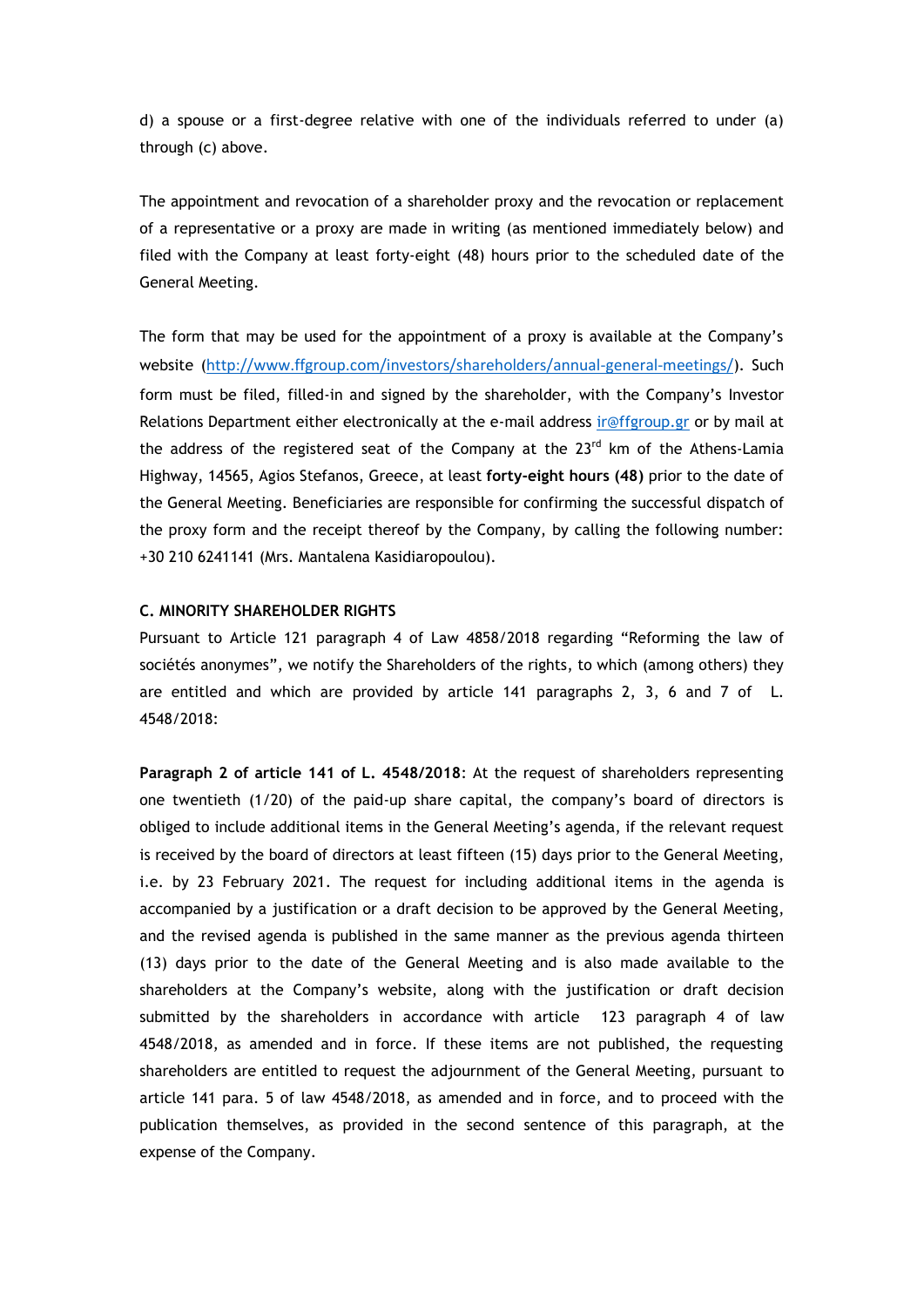d) a spouse or a first-degree relative with one of the individuals referred to under (a) through (c) above.

The appointment and revocation of a shareholder proxy and the revocation or replacement of a representative or a proxy are made in writing (as mentioned immediately below) and filed with the Company at least forty-eight (48) hours prior to the scheduled date of the General Meeting.

The form that may be used for the appointment of a proxy is available at the Company's website (http://www.ffgroup.com/investors/shareholders/annual-general-meetings/). Such form must be filed, filled-in and signed by the shareholder, with the Company's Investor Relations Department either electronically at the e-mail address ir@ffgroup.gr or by mail at the address of the registered seat of the Company at the 23rd km of the Athens-Lamia Highway, 14565, Agios Stefanos, Greece, at least **forty-eight hours (48)** prior to the date of the General Meeting. Beneficiaries are responsible for confirming the successful dispatch of the proxy form and the receipt thereof by the Company, by calling the following number: +30 210 6241141 (Mrs. Mantalena Kasidiaropoulou).

**C. MINORITY SHAREHOLDER RIGHTS**

Pursuant to Article 121 paragraph 4 of Law 4858/2018 regarding "Reforming the law of sociétés anonymes", we notify the Shareholders of the rights, to which (among others) they are entitled and which are provided by article 141 paragraphs 2, 3, 6 and 7 of L. 4548/2018:

**Paragraph 2 of article 141 of L. 4548/2018**: At the request of shareholders representing one twentieth (1/20) of the paid-up share capital, the company's board of directors is obliged to include additional items in the General Meeting's agenda, if the relevant request is received by the board of directors at least fifteen (15) days prior to the General Meeting, i.e. by 23 February 2021. The request for including additional items in the agenda is accompanied by a justification or a draft decision to be approved by the General Meeting, and the revised agenda is published in the same manner as the previous agenda thirteen (13) days prior to the date of the General Meeting and is also made available to the shareholders at the Company's website, along with the justification or draft decision submitted by the shareholders in accordance with article 123 paragraph 4 of law 4548/2018, as amended and in force. If these items are not published, the requesting shareholders are entitled to request the adjournment of the General Meeting, pursuant to article 141 para. 5 of law 4548/2018, as amended and in force, and to proceed with the publication themselves, as provided in the second sentence of this paragraph, at the expense of the Company.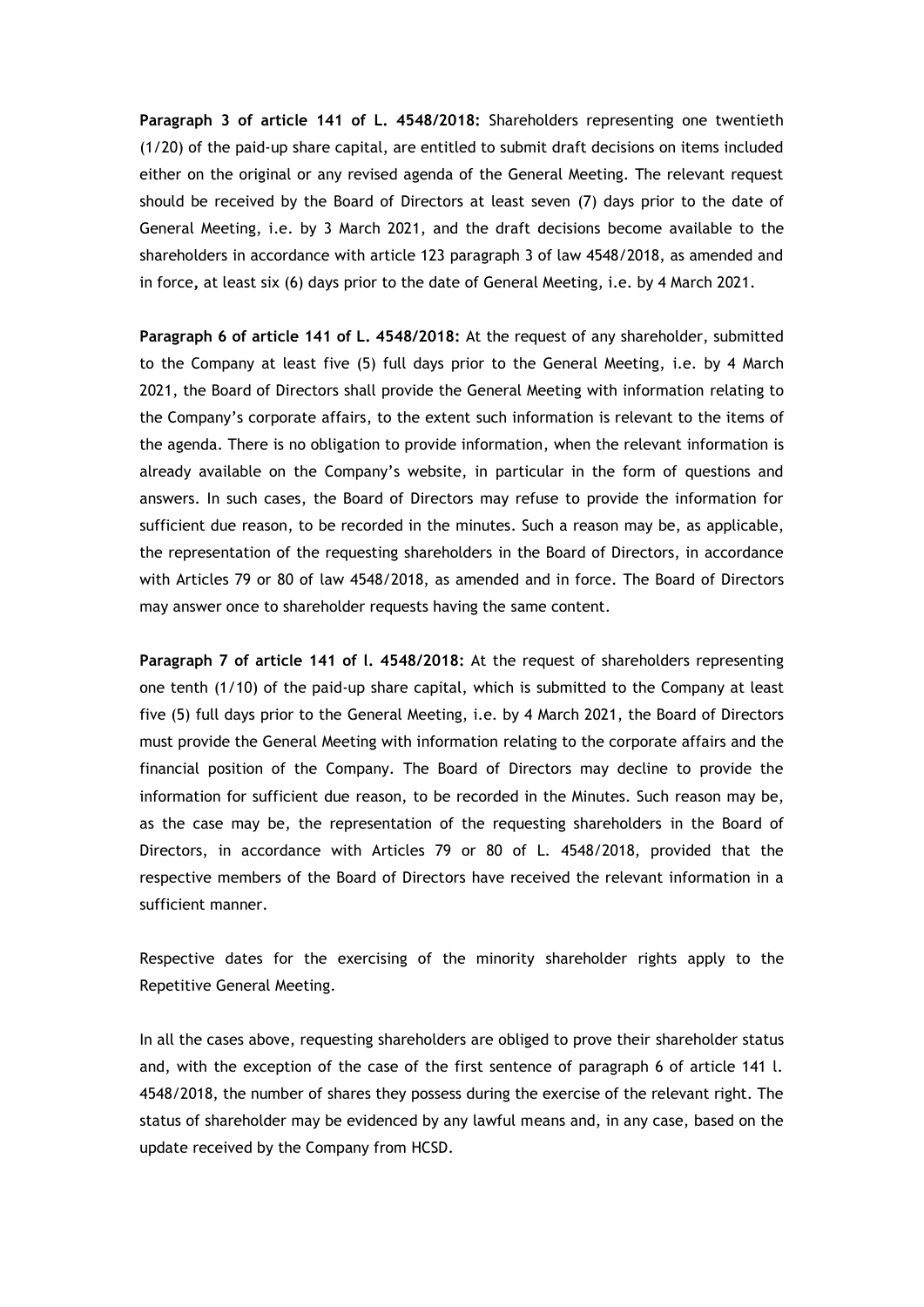**Paragraph 3 of article 141 of L. 4548/2018:** Shareholders representing one twentieth (1/20) of the paid-up share capital, are entitled to submit draft decisions on items included either on the original or any revised agenda of the General Meeting. The relevant request should be received by the Board of Directors at least seven (7) days prior to the date of General Meeting, i.e. by 3 March 2021, and the draft decisions become available to the shareholders in accordance with article 123 paragraph 3 of law 4548/2018, as amended and in force**,** at least six (6) days prior to the date of General Meeting, i.e. by 4 March 2021.

**Paragraph 6 of article 141 of L. 4548/2018:** At the request of any shareholder, submitted to the Company at least five (5) full days prior to the General Meeting, i.e. by 4 March 2021, the Board of Directors shall provide the General Meeting with information relating to the Company's corporate affairs, to the extent such information is relevant to the items of the agenda. There is no obligation to provide information, when the relevant information is already available on the Company's website, in particular in the form of questions and answers. In such cases, the Board of Directors may refuse to provide the information for sufficient due reason, to be recorded in the minutes. Such a reason may be, as applicable, the representation of the requesting shareholders in the Board of Directors, in accordance with Articles 79 or 80 of law 4548/2018, as amended and in force. The Board of Directors may answer once to shareholder requests having the same content.

**Paragraph 7 of article 141 of l. 4548/2018:** At the request of shareholders representing one tenth (1/10) of the paid-up share capital, which is submitted to the Company at least five (5) full days prior to the General Meeting, i.e. by 4 March 2021, the Board of Directors must provide the General Meeting with information relating to the corporate affairs and the financial position of the Company. The Board of Directors may decline to provide the information for sufficient due reason, to be recorded in the Minutes. Such reason may be, as the case may be, the representation of the requesting shareholders in the Board of Directors, in accordance with Articles 79 or 80 of L. 4548/2018, provided that the respective members of the Board of Directors have received the relevant information in a sufficient manner.

Respective dates for the exercising of the minority shareholder rights apply to the Repetitive General Meeting.

In all the cases above, requesting shareholders are obliged to prove their shareholder status and, with the exception of the case of the first sentence of paragraph 6 of article 141 l. 4548/2018, the number of shares they possess during the exercise of the relevant right. The status of shareholder may be evidenced by any lawful means and, in any case, based on the update received by the Company from HCSD.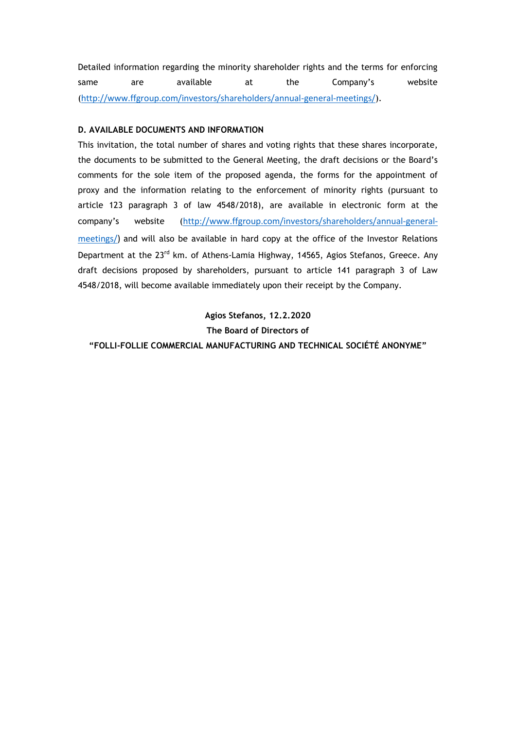Detailed information regarding the minority shareholder rights and the terms for enforcing same are available at the Company's website (http://www.ffgroup.com/investors/shareholders/annual-general-meetings/).

**D. AVAILABLE DOCUMENTS AND INFORMATION**

This invitation, the total number of shares and voting rights that these shares incorporate, the documents to be submitted to the General Meeting, the draft decisions or the Board's comments for the sole item of the proposed agenda, the forms for the appointment of proxy and the information relating to the enforcement of minority rights (pursuant to article 123 paragraph 3 of law 4548/2018), are available in electronic form at the company's website (http://www.ffgroup.com/investors/shareholders/annual-general-meetings/) and will also be available in hard copy at the office of the Investor Relations Department at the 23rd km. of Athens-Lamia Highway, 14565, Agios Stefanos, Greece. Any draft decisions proposed by shareholders, pursuant to article 141 paragraph 3 of Law 4548/2018, will become available immediately upon their receipt by the Company.

**Agios Stefanos, 12.2.2020**

**The Board of Directors of**

**"FOLLI-FOLLIE COMMERCIAL MANUFACTURING AND TECHNICAL SOCIÉTÉ ANONYME"**